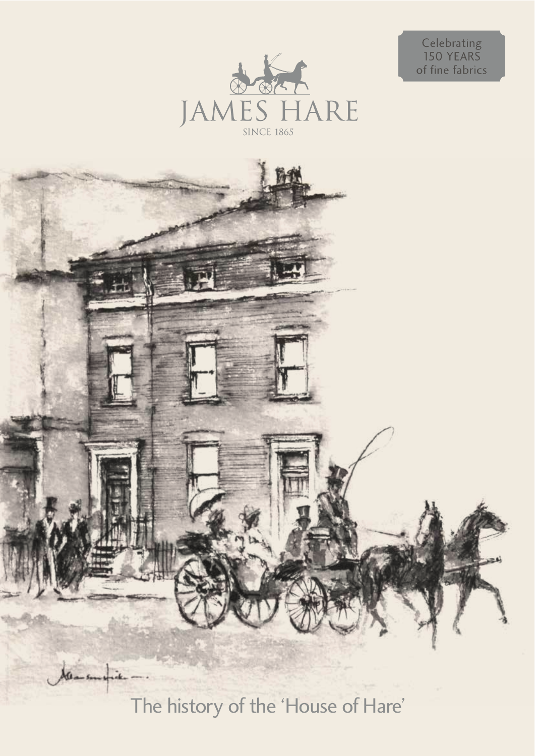Celebrating 150 YEARS of fine fabrics

# JAMES HARE

SINCE 1865

## The history of the 'House of Hare'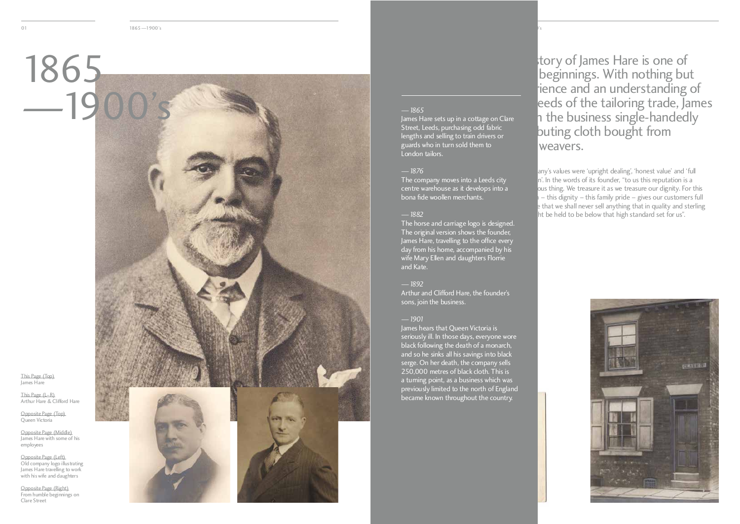# 1865 —1900's

*— 1865*
James Hare sets up in a cottage on Clare Street, Leeds, purchasing odd fabric lengths and selling to train drivers or guards who in turn sold them to London tailors.

*— 1876*
The company moves into a Leeds city centre warehouse as it develops into a bona fide woollen merchants.

*— 1882*
The horse and carriage logo is designed. The original version shows the founder, James Hare, travelling to the office every day from his home, accompanied by his wife Mary Ellen and daughters Florrie and Kate.

*— 1892*
Arthur and Clifford Hare, the founder's sons, join the business.

*— 1901*
James hears that Queen Victoria is seriously ill. In those days, everyone wore black following the death of a monarch, and so he sinks all his savings into black serge. On her death, the company sells 250,000 metres of black cloth. This is a turning point, as a business which was previously limited to the north of England became known throughout the country.

## story of James Hare is one of beginnings. With nothing but rience and an understanding of eeds of the tailoring trade, James n the business single-handedly buting cloth bought from weavers.

any's values were 'upright dealing', 'honest value' and 'full n'. In the words of its founder, "to us this reputation is a ous thing. We treasure it as we treasure our dignity. For this – this dignity – this family pride – gives our customers full e that we shall never sell anything that in quality and sterling ht be held to be below that high standard set for us".

This Page (Top)
James Hare

This Page (L–R)
Arthur Hare & Clifford Hare

Opposite Page (Top)
Queen Victoria

Opposite Page (Middle)
James Hare with some of his employees

Opposite Page (Left)
Old company logo illustrating James Hare travelling to work with his wife and daughters

Opposite Page (Right)
From humble beginnings on Clare Street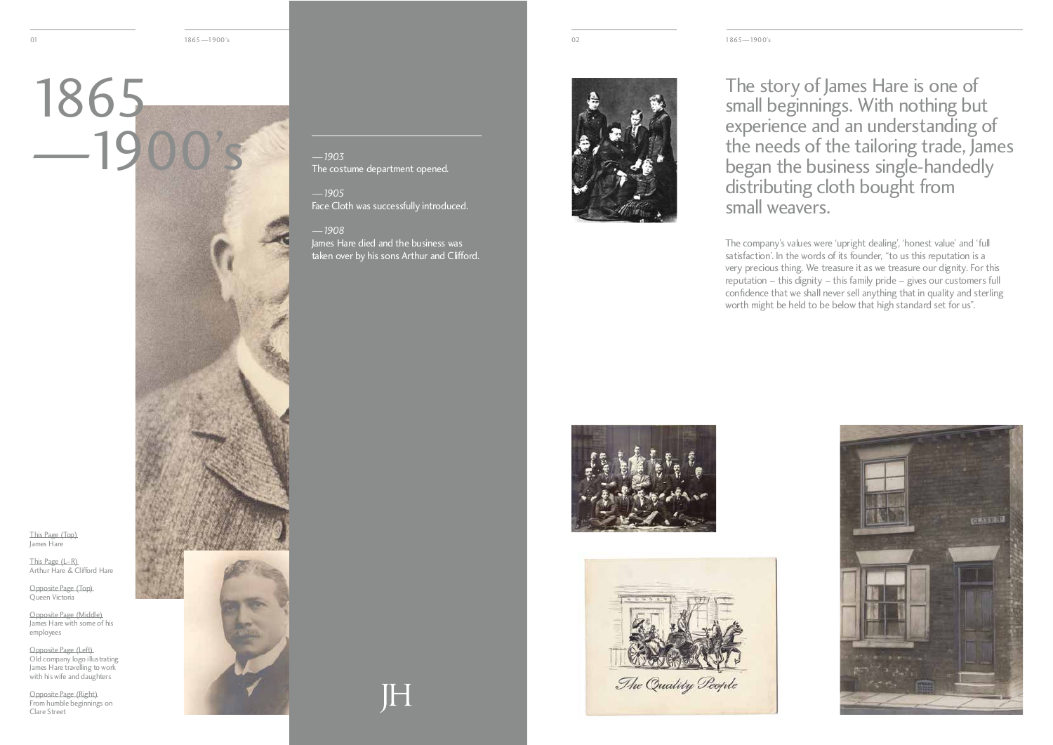# 1865 —1900's

*—1903*
The costume department opened.

*—1905*
Face Cloth was successfully introduced.

*—1908*
James Hare died and the business was taken over by his sons Arthur and Clifford.

JH

This Page (Top)
James Hare

This Page (L–R)
Arthur Hare & Clifford Hare

Opposite Page (Top)
Queen Victoria

Opposite Page (Middle)
James Hare with some of his employees

Opposite Page (Left)
Old company logo illustrating James Hare travelling to work with his wife and daughters

Opposite Page (Right)
From humble beginnings on Clare Street

## The story of James Hare is one of small beginnings. With nothing but experience and an understanding of the needs of the tailoring trade, James began the business single-handedly distributing cloth bought from small weavers.

The company's values were 'upright dealing', 'honest value' and 'full satisfaction'. In the words of its founder, "to us this reputation is a very precious thing. We treasure it as we treasure our dignity. For this reputation – this dignity – this family pride – gives our customers full confidence that we shall never sell anything that in quality and sterling worth might be held to be below that high standard set for us".

The Quality People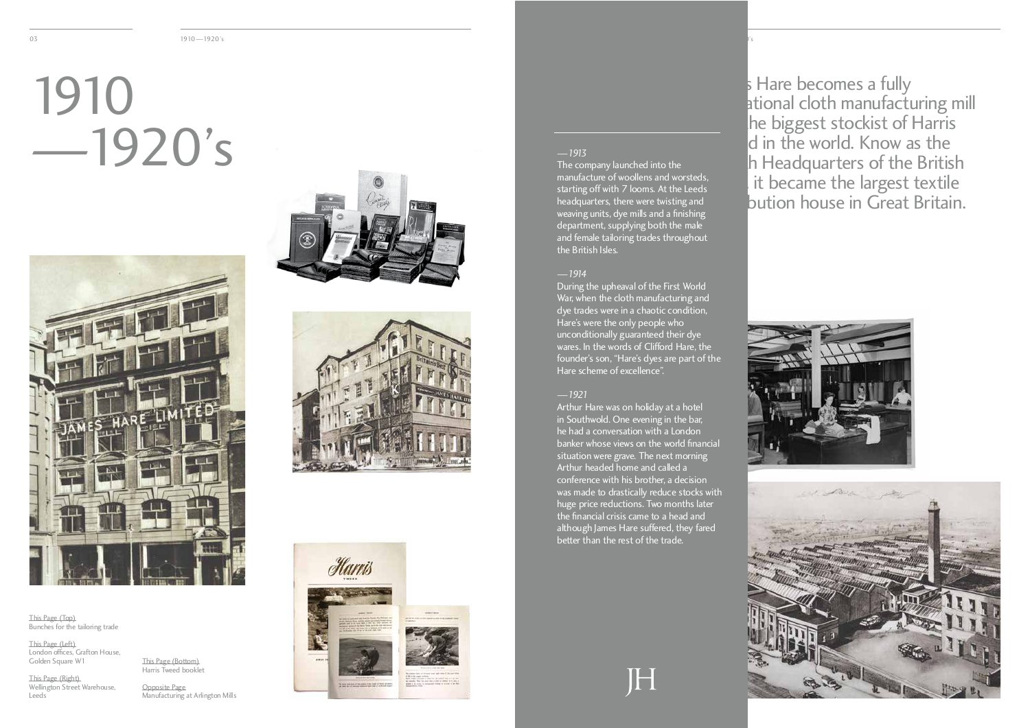# 1910 —1920's

This Page (Top)
Bunches for the tailoring trade

This Page (Left)
London offices, Grafton House, Golden Square W1

This Page (Right)
Wellington Street Warehouse, Leeds

This Page (Bottom)
Harris Tweed booklet

Opposite Page
Manufacturing at Arlington Mills

*—1913*

The company launched into the manufacture of woollens and worsteds, starting off with 7 looms. At the Leeds headquarters, there were twisting and weaving units, dye mills and a finishing department, supplying both the male and female tailoring trades throughout the British Isles.

*—1914*

During the upheaval of the First World War, when the cloth manufacturing and dye trades were in a chaotic condition, Hare's were the only people who unconditionally guaranteed their dye wares. In the words of Clifford Hare, the founder's son, "Hare's dyes are part of the Hare scheme of excellence".

*—1921*

Arthur Hare was on holiday at a hotel in Southwold. One evening in the bar, he had a conversation with a London banker whose views on the world financial situation were grave. The next morning Arthur headed home and called a conference with his brother, a decision was made to drastically reduce stocks with huge price reductions. Two months later the financial crisis came to a head and although James Hare suffered, they fared better than the rest of the trade.

JH

s Hare becomes a fully
ational cloth manufacturing mill
he biggest stockist of Harris
d in the world. Know as the
h Headquarters of the British
, it became the largest textile
bution house in Great Britain.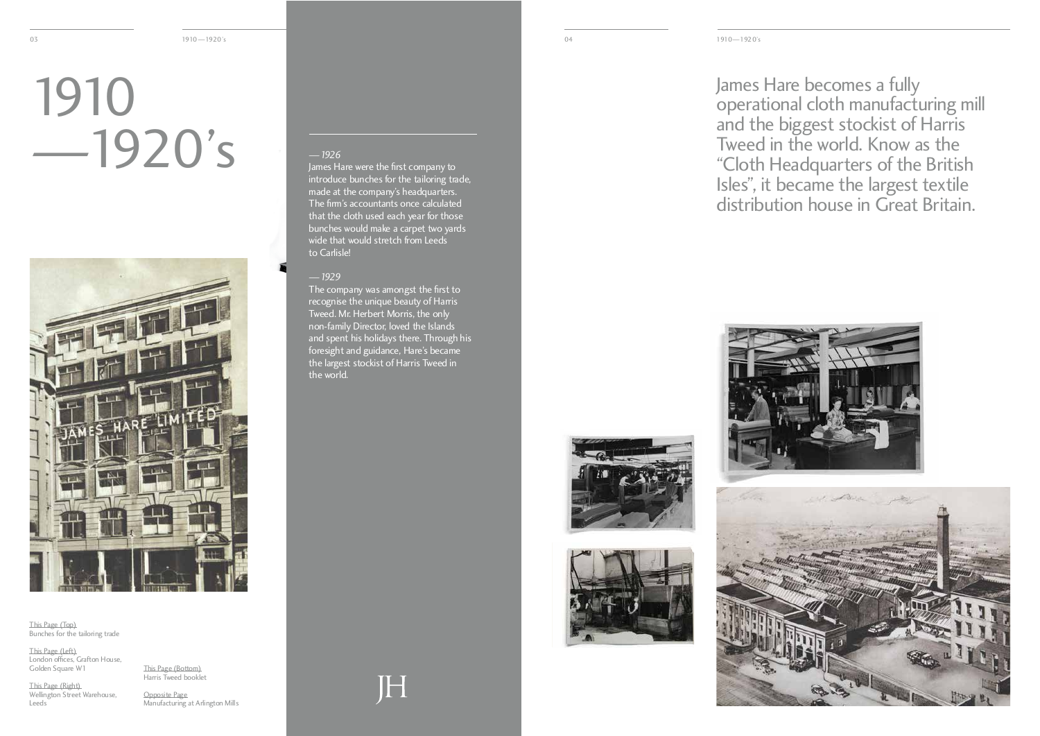# 1910 —1920's

*— 1926*

James Hare were the first company to introduce bunches for the tailoring trade, made at the company's headquarters. The firm's accountants once calculated that the cloth used each year for those bunches would make a carpet two yards wide that would stretch from Leeds to Carlisle!

*— 1929*

The company was amongst the first to recognise the unique beauty of Harris Tweed. Mr. Herbert Morris, the only non-family Director, loved the Islands and spent his holidays there. Through his foresight and guidance, Hare's became the largest stockist of Harris Tweed in the world.

This Page (Top)
Bunches for the tailoring trade

This Page (Left)
London offices, Grafton House, Golden Square W1

This Page (Right)
Wellington Street Warehouse, Leeds

This Page (Bottom)
Harris Tweed booklet

Opposite Page
Manufacturing at Arlington Mills

JH

## James Hare becomes a fully operational cloth manufacturing mill and the biggest stockist of Harris Tweed in the world. Know as the "Cloth Headquarters of the British Isles", it became the largest textile distribution house in Great Britain.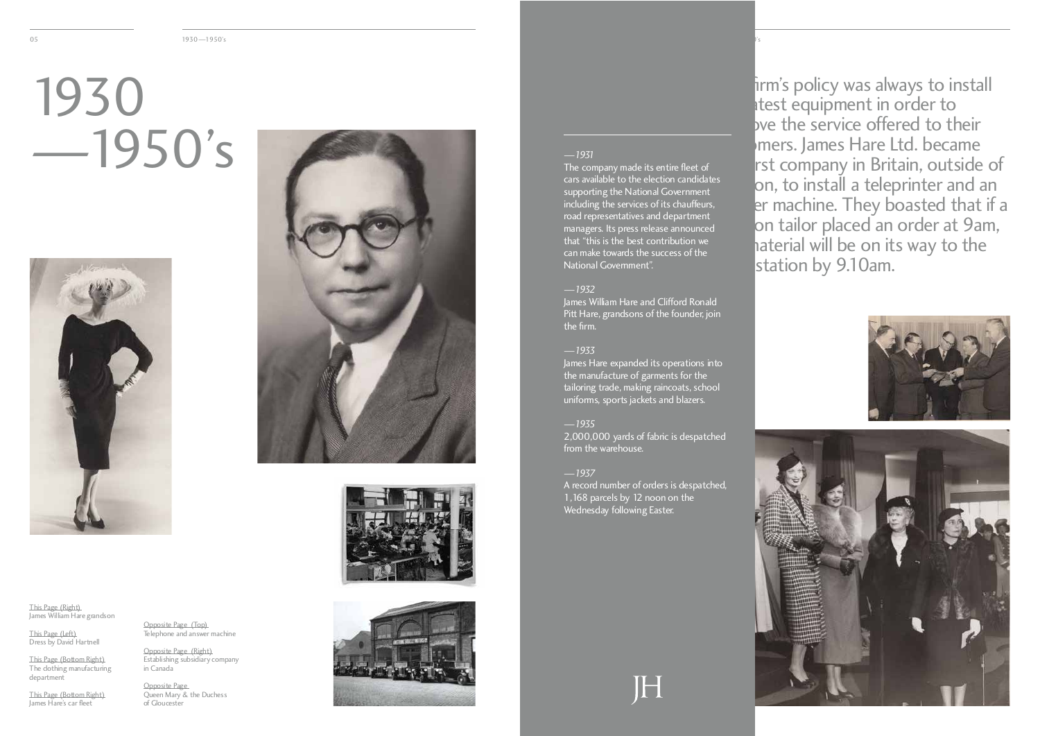# 1930 —1950's

*—1931*
The company made its entire fleet of cars available to the election candidates supporting the National Government including the services of its chauffeurs, road representatives and department managers. Its press release announced that "this is the best contribution we can make towards the success of the National Government".

*—1932*
James William Hare and Clifford Ronald Pitt Hare, grandsons of the founder, join the firm.

*—1933*
James Hare expanded its operations into the manufacture of garments for the tailoring trade, making raincoats, school uniforms, sports jackets and blazers.

*—1935*
2,000,000 yards of fabric is despatched from the warehouse.

*—1937*
A record number of orders is despatched, 1,168 parcels by 12 noon on the Wednesday following Easter.

irm's policy was always to install atest equipment in order to ove the service offered to their omers. James Hare Ltd. became rst company in Britain, outside of on, to install a teleprinter and an er machine. They boasted that if a on tailor placed an order at 9am, naterial will be on its way to the station by 9.10am.

This Page (Right)
James William Hare grandson

This Page (Left)
Dress by David Hartnell

This Page (Bottom Right)
The clothing manufacturing department

This Page (Bottom Right)
James Hare's car fleet

Opposite Page (Top)
Telephone and answer machine

Opposite Page (Right)
Establishing subsidiary company in Canada

Opposite Page
Queen Mary & the Duchess of Gloucester

JH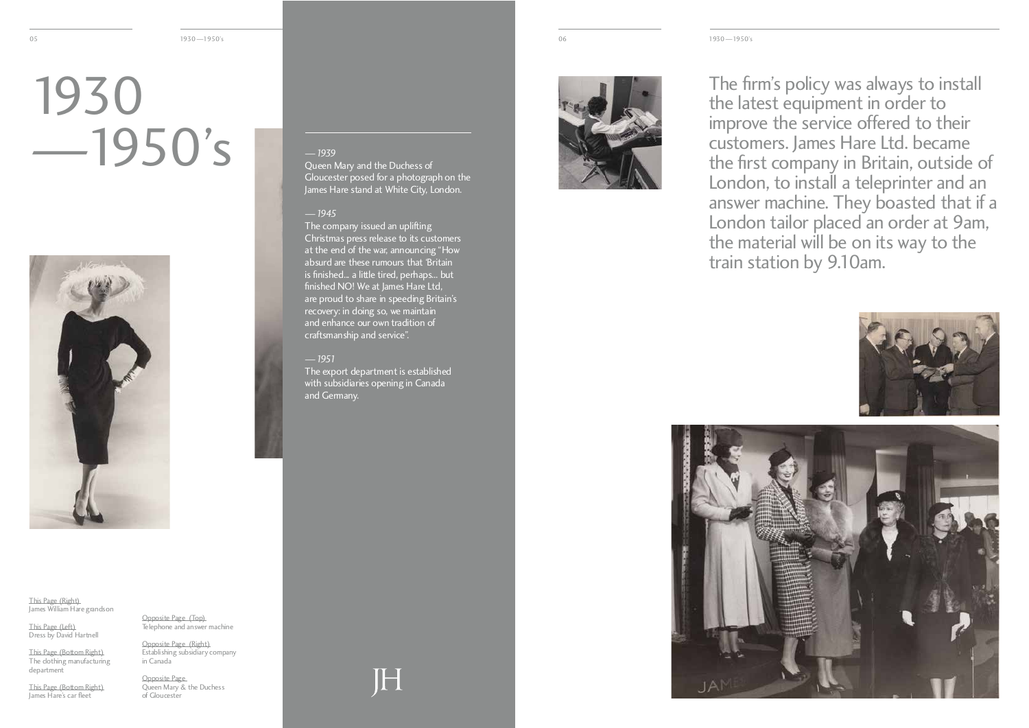# 1930 —1950's

*— 1939*
Queen Mary and the Duchess of Gloucester posed for a photograph on the James Hare stand at White City, London.

*— 1945*
The company issued an uplifting Christmas press release to its customers at the end of the war, announcing "How absurd are these rumours that 'Britain is finished... a little tired, perhaps... but finished NO! We at James Hare Ltd, are proud to share in speeding Britain's recovery: in doing so, we maintain and enhance our own tradition of craftsmanship and service".

*— 1951*
The export department is established with subsidiaries opening in Canada and Germany.

This Page (Right)
James William Hare grandson

This Page (Left)
Dress by David Hartnell

This Page (Bottom Right)
The clothing manufacturing department

This Page (Bottom Right)
James Hare's car fleet

Opposite Page (Top)
Telephone and answer machine

Opposite Page (Right)
Establishing subsidiary company in Canada

Opposite Page
Queen Mary & the Duchess of Gloucester

JH

The firm's policy was always to install the latest equipment in order to improve the service offered to their customers. James Hare Ltd. became the first company in Britain, outside of London, to install a teleprinter and an answer machine. They boasted that if a London tailor placed an order at 9am, the material will be on its way to the train station by 9.10am.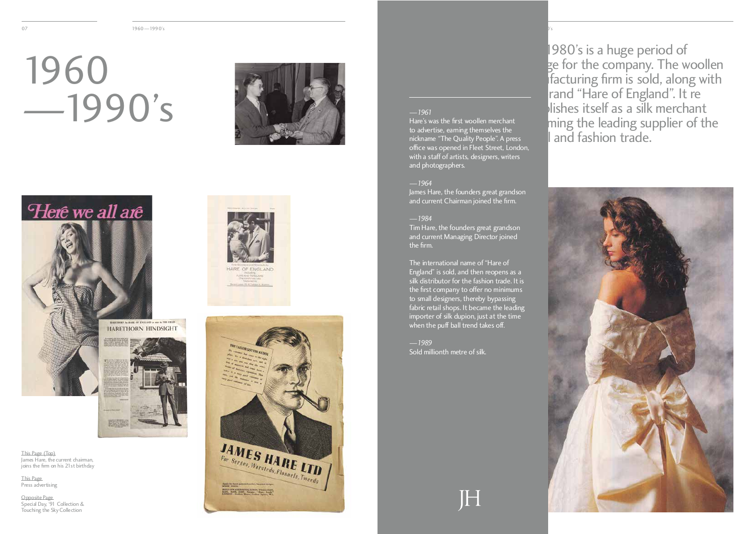# 1960 —1990's

This Page (Top)
James Hare, the current chairman, joins the firm on his 21st birthday

This Page
Press advertising

Opposite Page
Special Day, '91 Collection & Touching the Sky Collection

*—1961*
Hare's was the first woollen merchant to advertise, earning themselves the nickname "The Quality People". A press office was opened in Fleet Street, London, with a staff of artists, designers, writers and photographers.

*—1964*
James Hare, the founders great grandson and current Chairman joined the firm.

*—1984*
Tim Hare, the founders great grandson and current Managing Director joined the firm.

The international name of "Hare of England" is sold, and then reopens as a silk distributor for the fashion trade. It is the first company to offer no minimums to small designers, thereby bypassing fabric retail shops. It became the leading importer of silk dupion, just at the time when the puff ball trend takes off.

*—1989*
Sold millionth metre of silk.

JH

1980's is a huge period of ge for the company. The woollen facturing firm is sold, along with rand "Hare of England". It re lishes itself as a silk merchant ming the leading supplier of the l and fashion trade.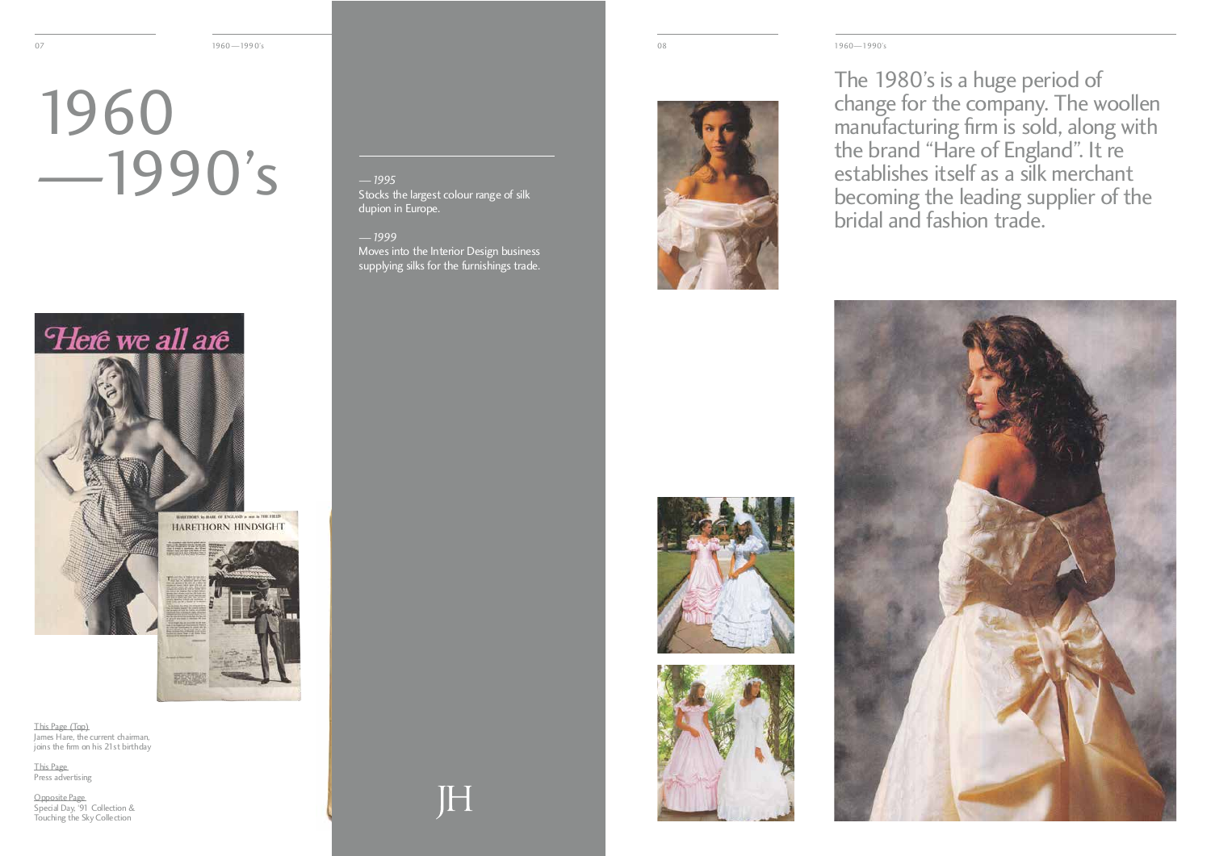# 1960 —1990's

— *1995*
Stocks the largest colour range of silk dupion in Europe.

— *1999*
Moves into the Interior Design business supplying silks for the furnishings trade.

This Page (Top)
James Hare, the current chairman, joins the firm on his 21st birthday

This Page
Press advertising

Opposite Page
Special Day, '91 Collection & Touching the Sky Collection

The 1980's is a huge period of change for the company. The woollen manufacturing firm is sold, along with the brand "Hare of England". It re establishes itself as a silk merchant becoming the leading supplier of the bridal and fashion trade.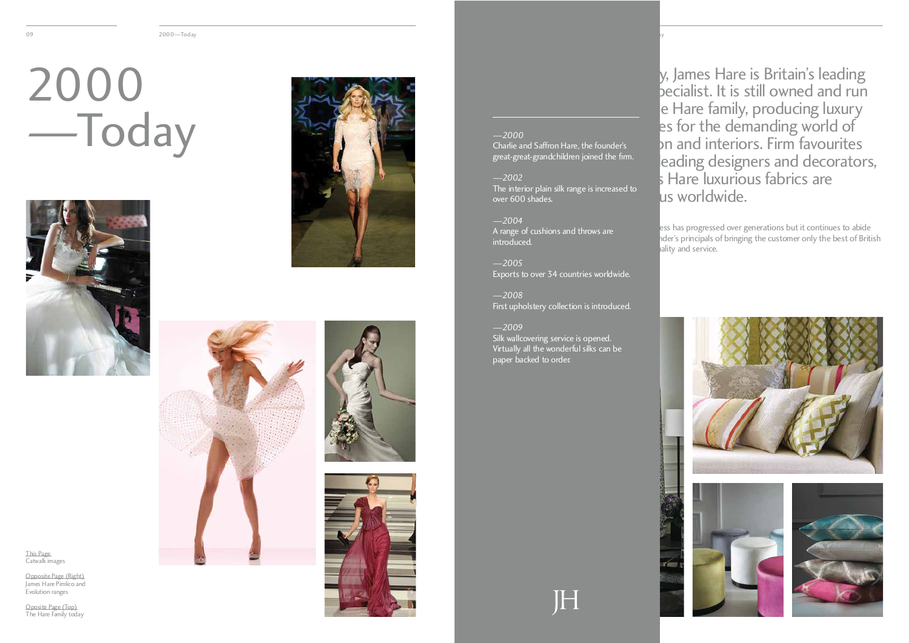# 2000 —Today

—2000
Charlie and Saffron Hare, the founder's great-great-grandchildren joined the firm.

—2002
The interior plain silk range is increased to over 600 shades.

—2004
A range of cushions and throws are introduced.

—2005
Exports to over 34 countries worldwide.

—2008
First upholstery collection is introduced.

—2009
Silk wallcovering service is opened. Virtually all the wonderful silks can be paper backed to order.

y, James Hare is Britain's leading
pecialist. It is still owned and run
e Hare family, producing luxury
es for the demanding world of
on and interiors. Firm favourites
leading designers and decorators,
s Hare luxurious fabrics are
us worldwide.

ess has progressed over generations but it continues to abide
nder's principals of bringing the customer only the best of British
uality and service.

This Page
Catwalk images

Opposite Page (Right)
James Hare Pimlico and Evolution ranges

Oposite Page (Top)
The Hare Family today

JH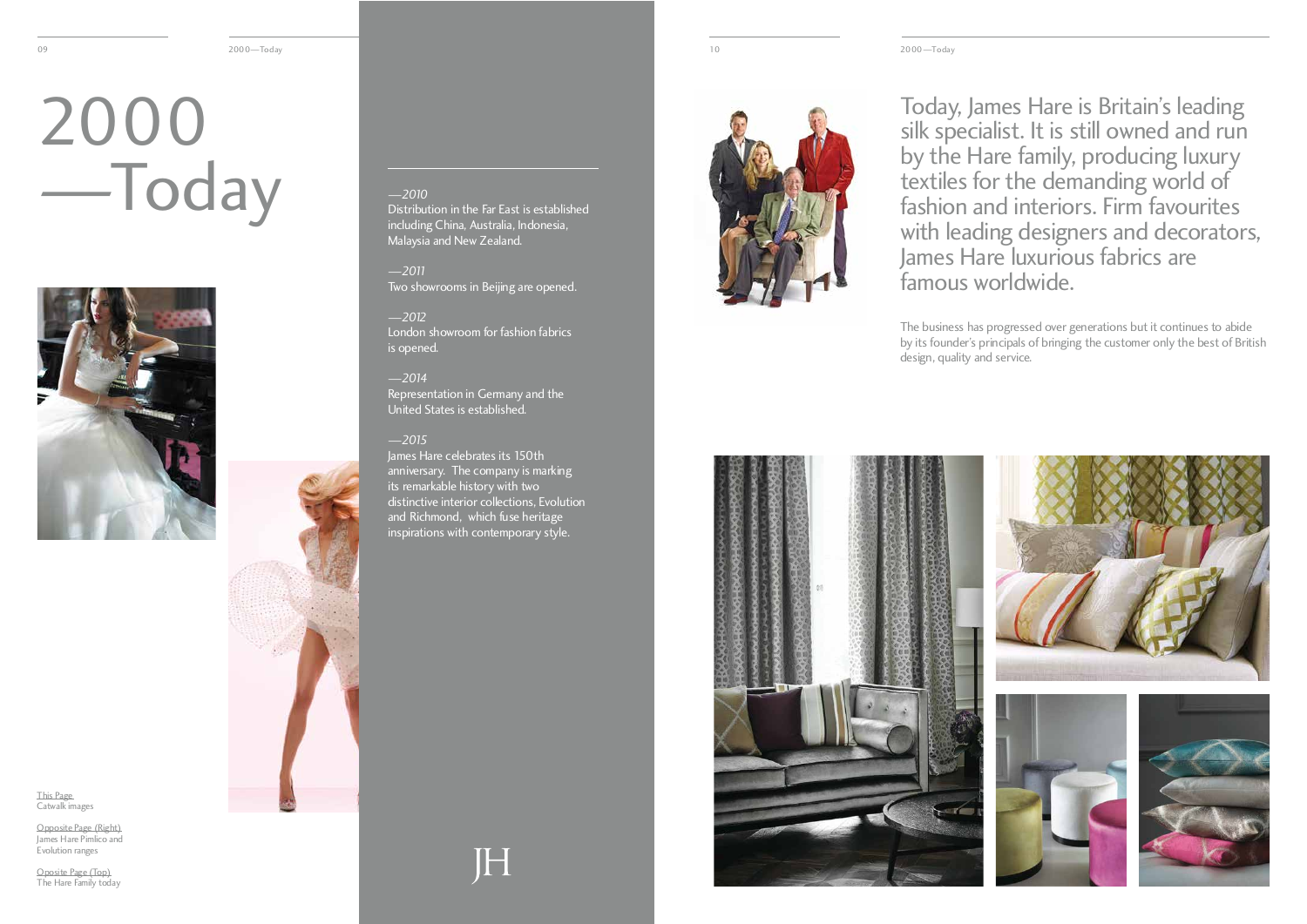# 2000 —Today

—*2010*
Distribution in the Far East is established including China, Australia, Indonesia, Malaysia and New Zealand.

—*2011*
Two showrooms in Beijing are opened.

—*2012*
London showroom for fashion fabrics is opened.

—*2014*
Representation in Germany and the United States is established.

—*2015*
James Hare celebrates its 150th anniversary. The company is marking its remarkable history with two distinctive interior collections, Evolution and Richmond, which fuse heritage inspirations with contemporary style.

This Page
Catwalk images

Opposite Page (Right)
James Hare Pimlico and Evolution ranges

Oposite Page (Top)
The Hare Family today

JH

Today, James Hare is Britain's leading silk specialist. It is still owned and run by the Hare family, producing luxury textiles for the demanding world of fashion and interiors. Firm favourites with leading designers and decorators, James Hare luxurious fabrics are famous worldwide.

The business has progressed over generations but it continues to abide by its founder's principals of bringing the customer only the best of British design, quality and service.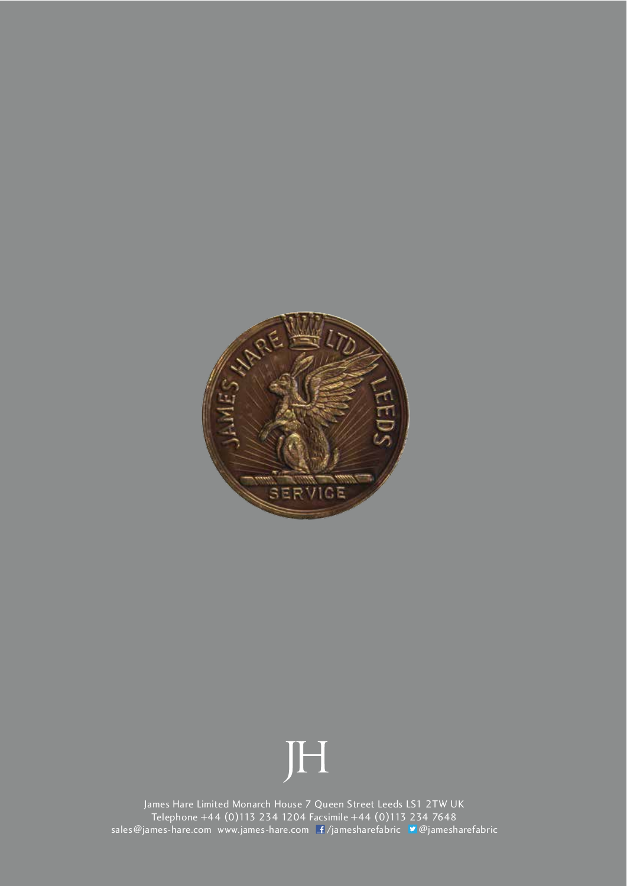JH

James Hare Limited Monarch House 7 Queen Street Leeds LS1 2TW UK
Telephone +44 (0)113 234 1204 Facsimile +44 (0)113 234 7648
sales@james-hare.com www.james-hare.com /jamesharefabric @jamesharefabric